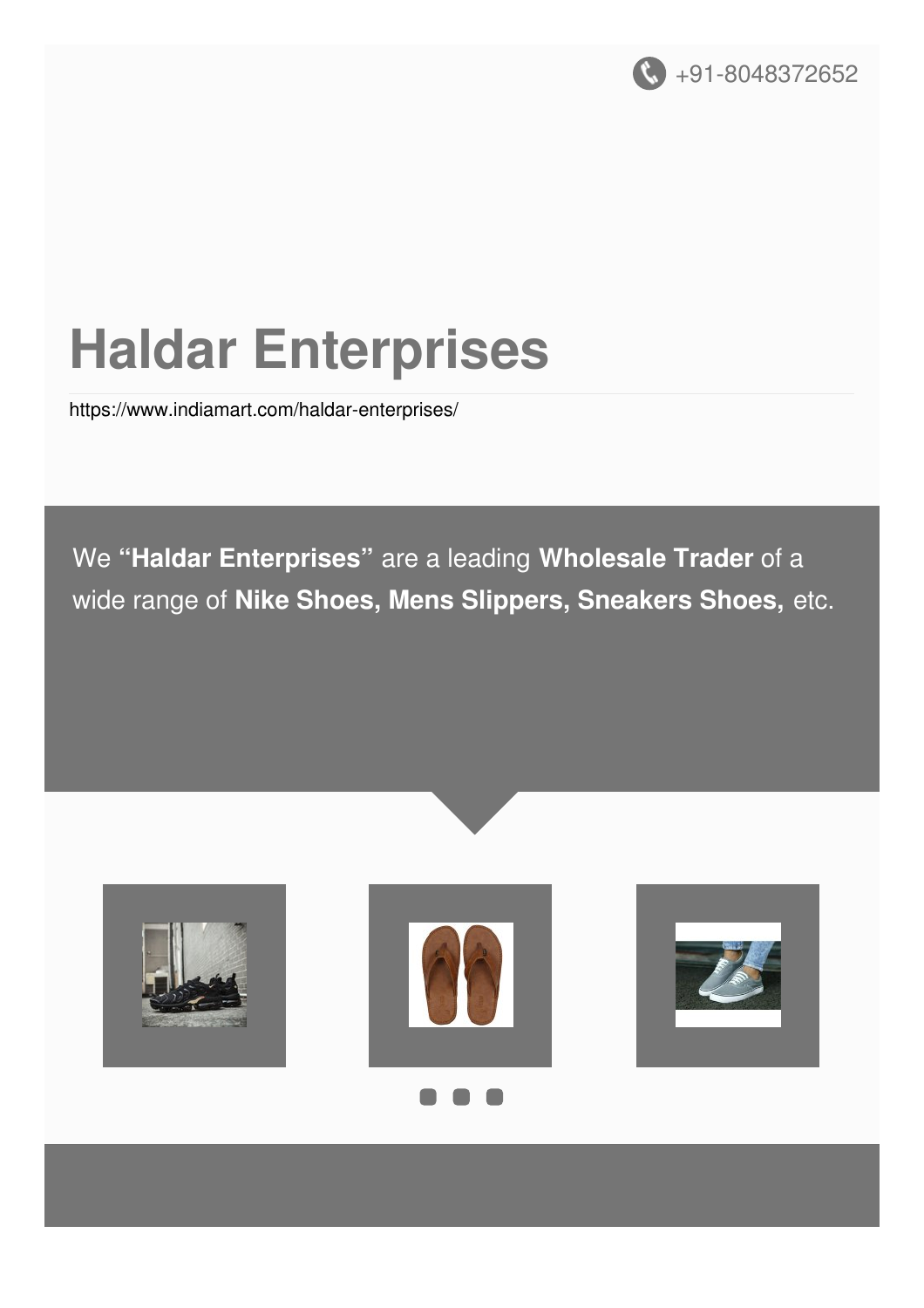+91-8048372652

# Haldar Enterprises

https://www.indiamart.com/haldar-enterprises/

We **"Haldar Enterprises"** are a leading **Wholesale Trader** of a wide range of **Nike Shoes, Mens Slippers, Sneakers Shoes,** etc.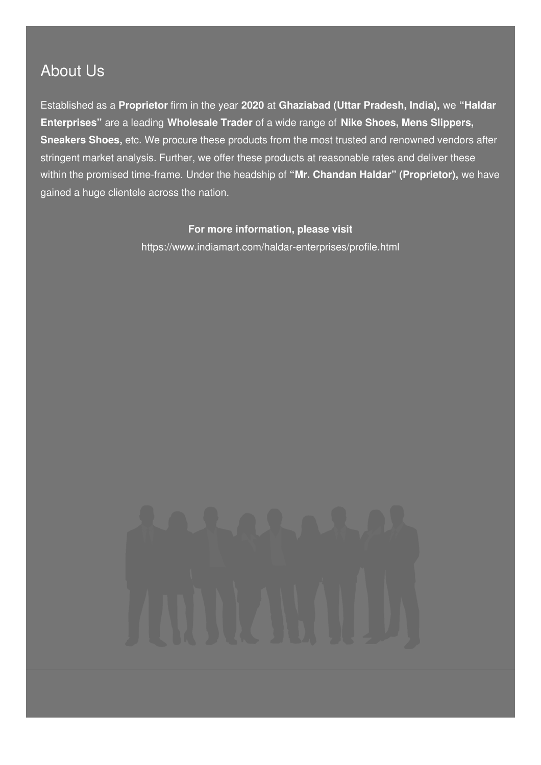## About Us

Established as a **Proprietor** firm in the year **2020** at **Ghaziabad (Uttar Pradesh, India),** we **"Haldar Enterprises"** are a leading **Wholesale Trader** of a wide range of **Nike Shoes, Mens Slippers, Sneakers Shoes,** etc. We procure these products from the most trusted and renowned vendors after stringent market analysis. Further, we offer these products at reasonable rates and deliver these within the promised time-frame. Under the headship of **"Mr. Chandan Haldar" (Proprietor),** we have gained a huge clientele across the nation.

**For more information, please visit**

https://www.indiamart.com/haldar-enterprises/profile.html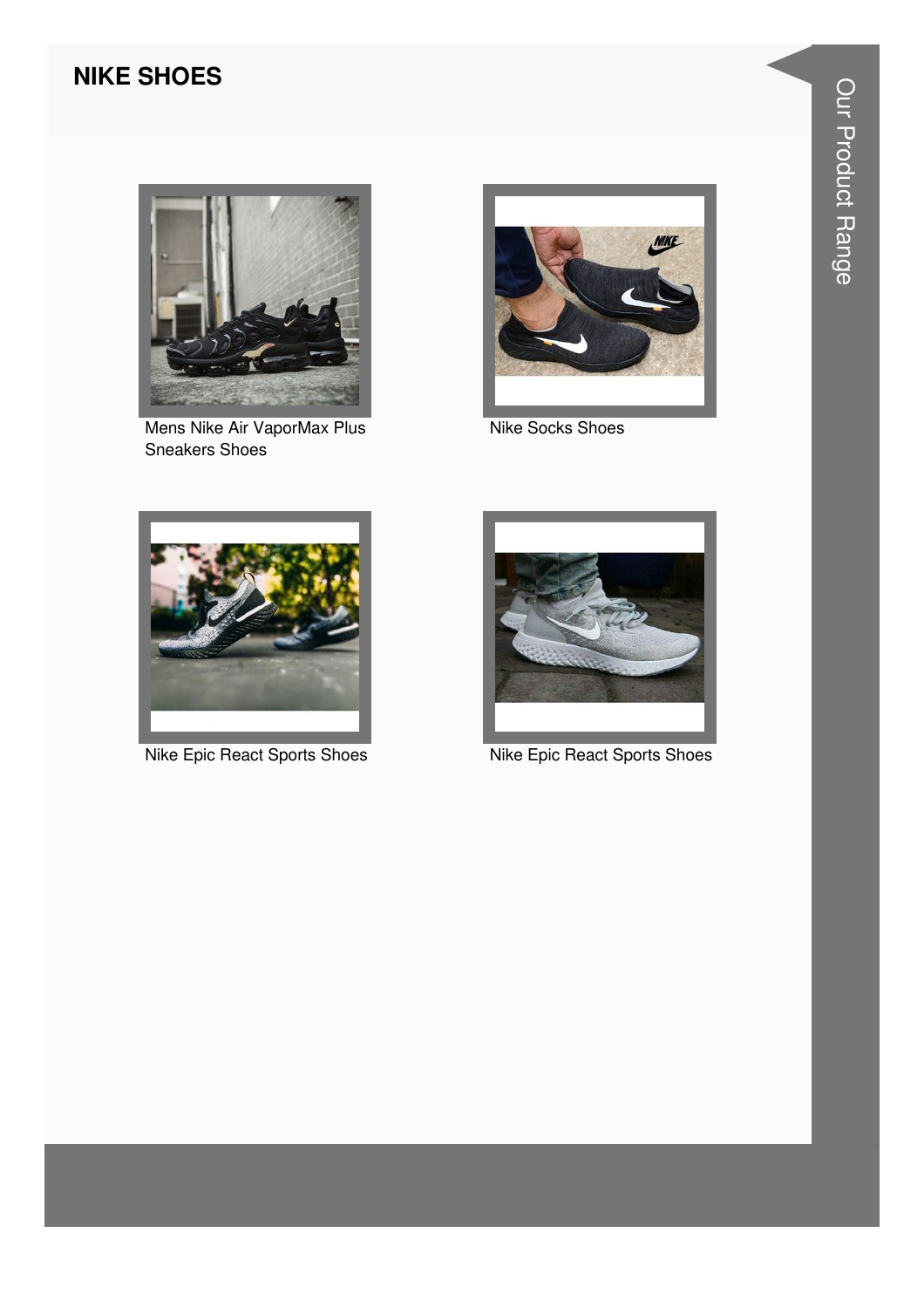## NIKE SHOES

Mens Nike Air VaporMax Plus Sneakers Shoes

Nike Socks Shoes

Nike Epic React Sports Shoes

Nike Epic React Sports Shoes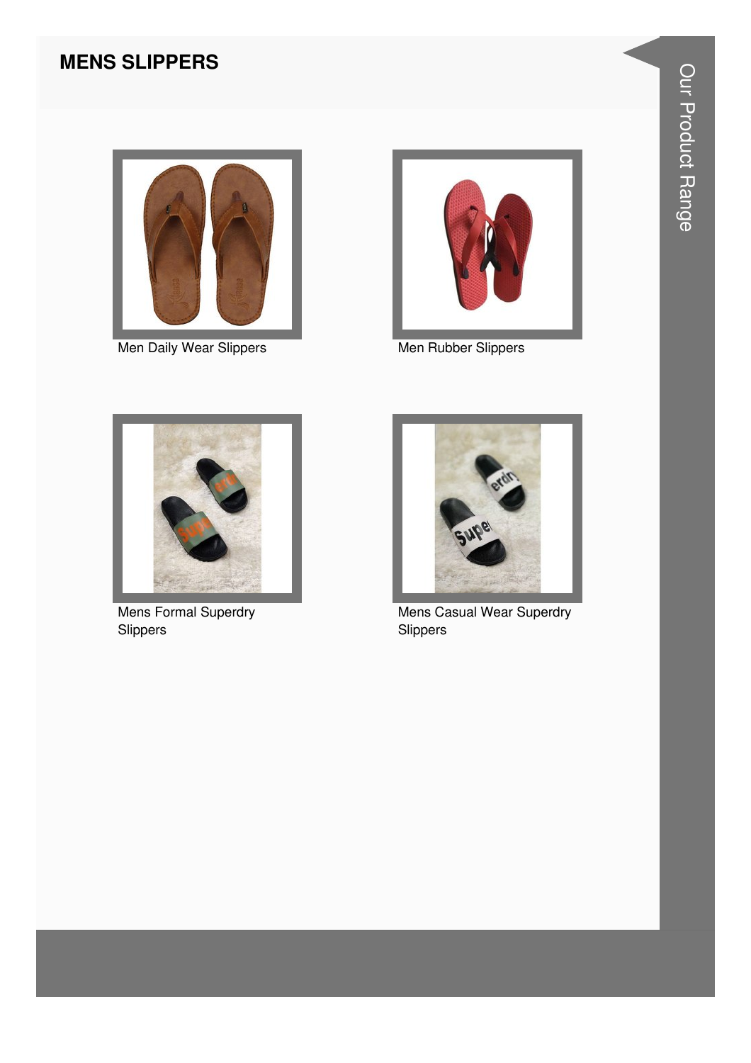# MENS SLIPPERS

Men Daily Wear Slippers

Men Rubber Slippers

Mens Formal Superdry Slippers

Mens Casual Wear Superdry Slippers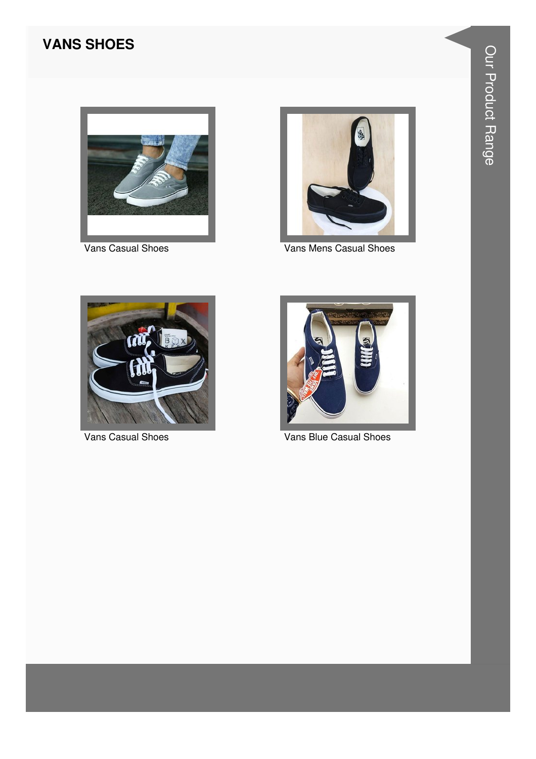## VANS SHOES

Vans Casual Shoes

Vans Mens Casual Shoes

Vans Casual Shoes

Vans Blue Casual Shoes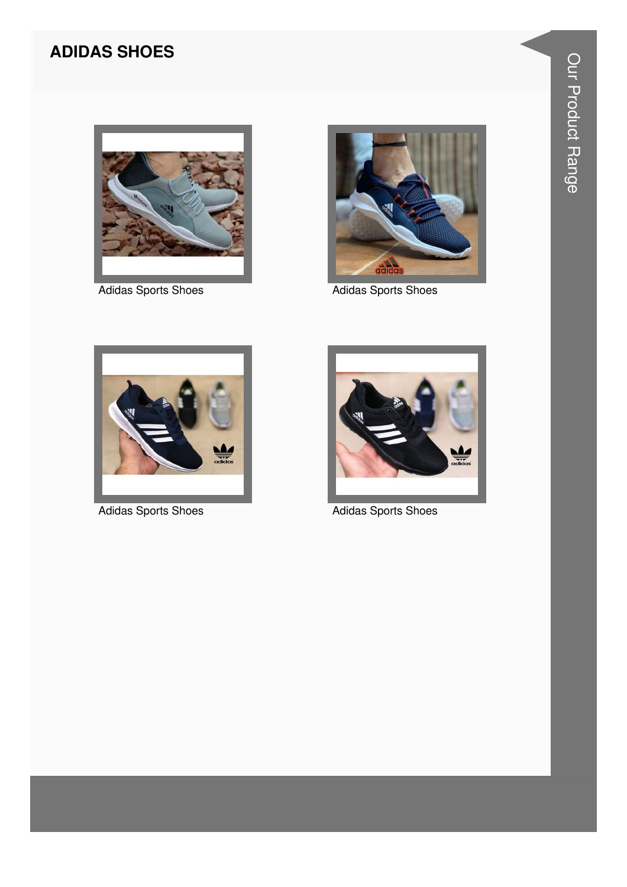## ADIDAS SHOES

Adidas Sports Shoes

Adidas Sports Shoes

Adidas Sports Shoes

Adidas Sports Shoes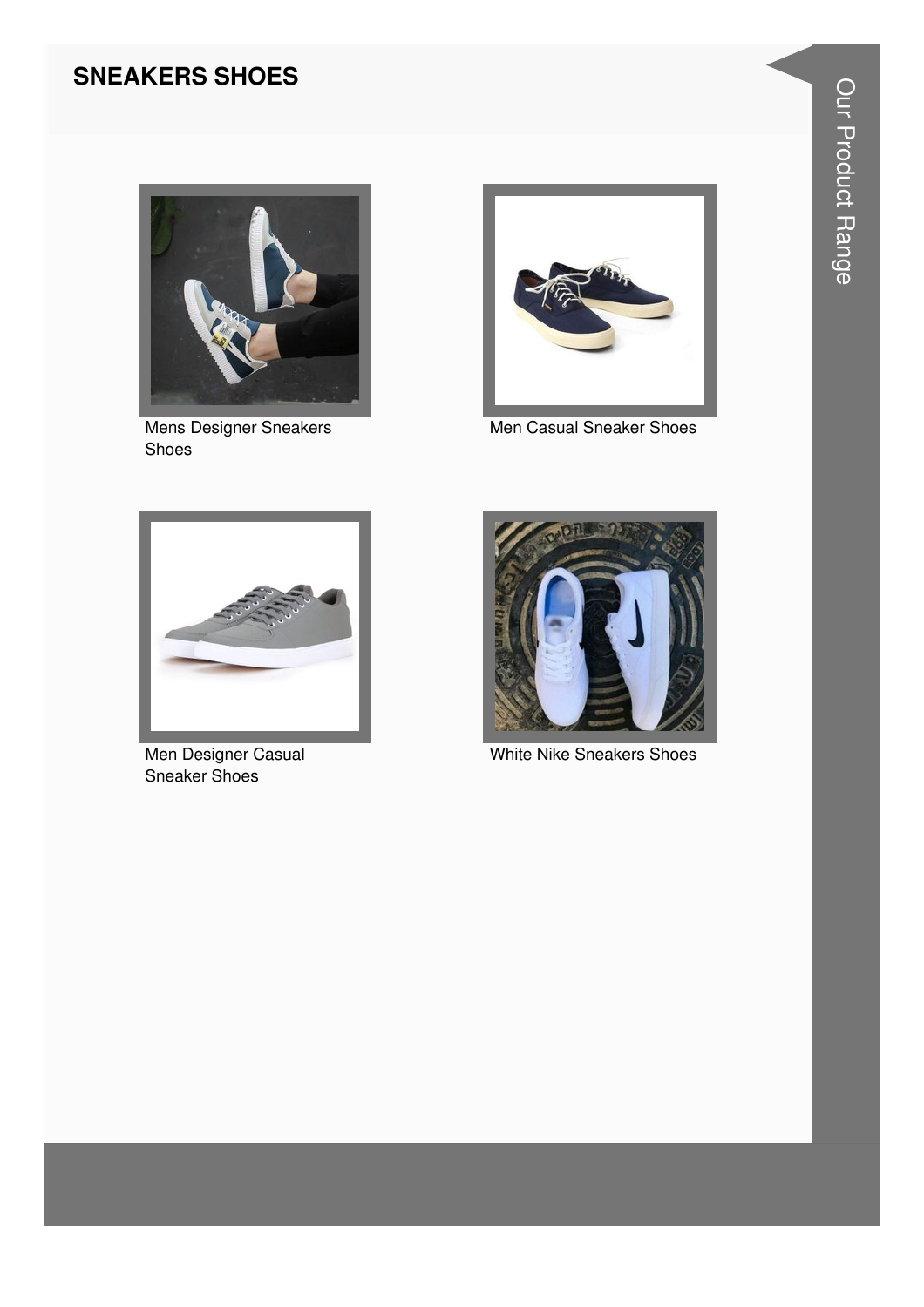## SNEAKERS SHOES

Mens Designer Sneakers Shoes

Men Casual Sneaker Shoes

Men Designer Casual Sneaker Shoes

White Nike Sneakers Shoes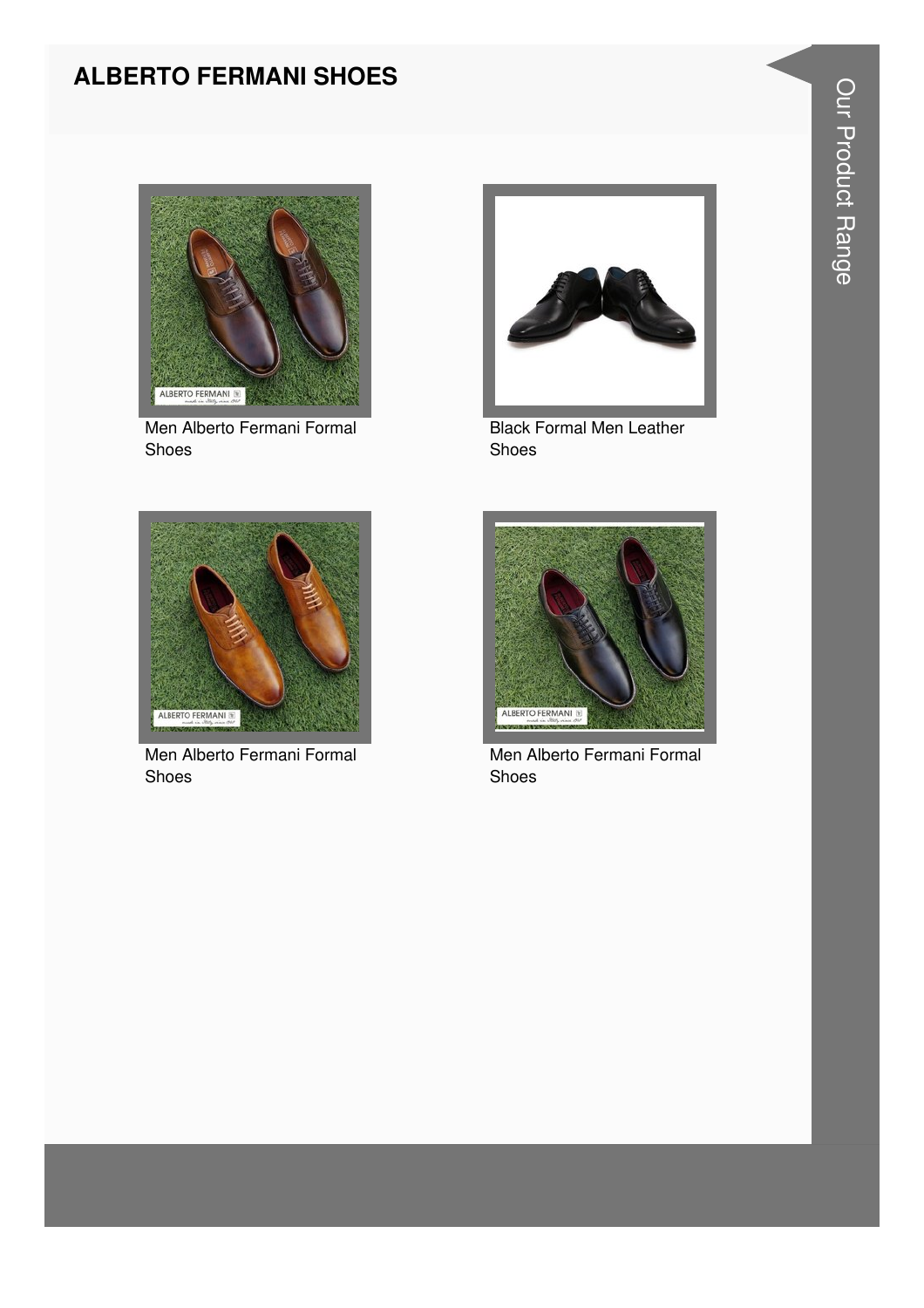## ALBERTO FERMANI SHOES

Men Alberto Fermani Formal Shoes

Black Formal Men Leather Shoes

Men Alberto Fermani Formal Shoes

Men Alberto Fermani Formal Shoes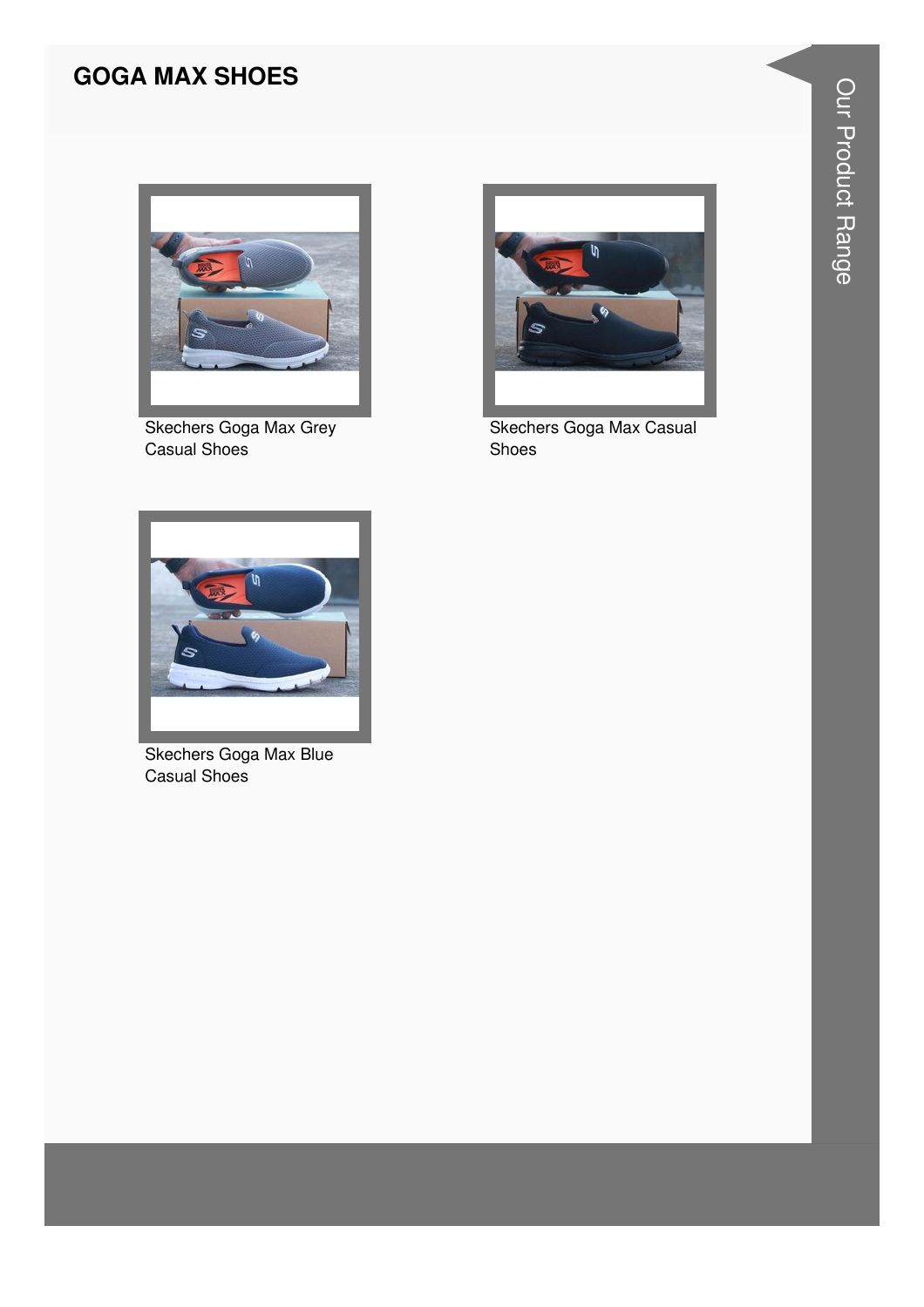## GOGA MAX SHOES

Skechers Goga Max Grey Casual Shoes

Skechers Goga Max Casual Shoes

Skechers Goga Max Blue Casual Shoes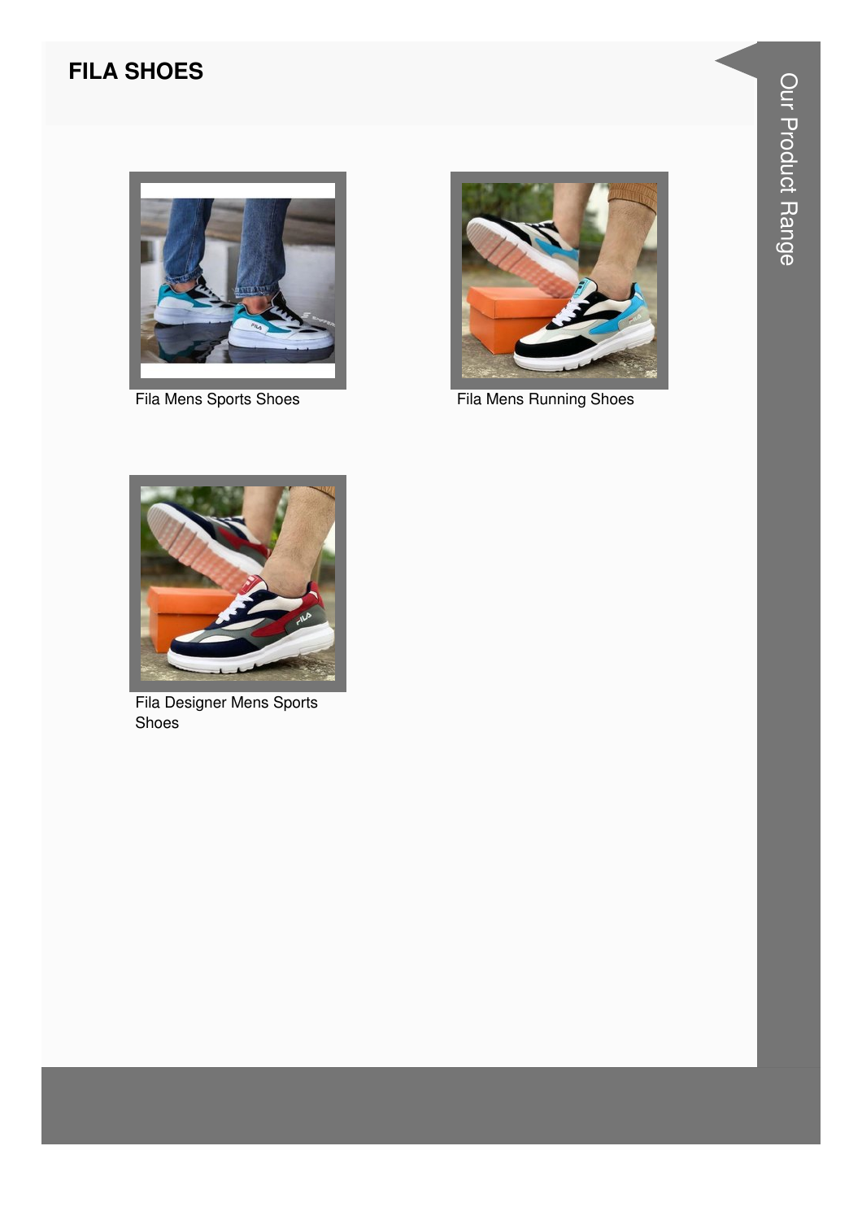## FILA SHOES

Fila Mens Sports Shoes

Fila Mens Running Shoes

Fila Designer Mens Sports Shoes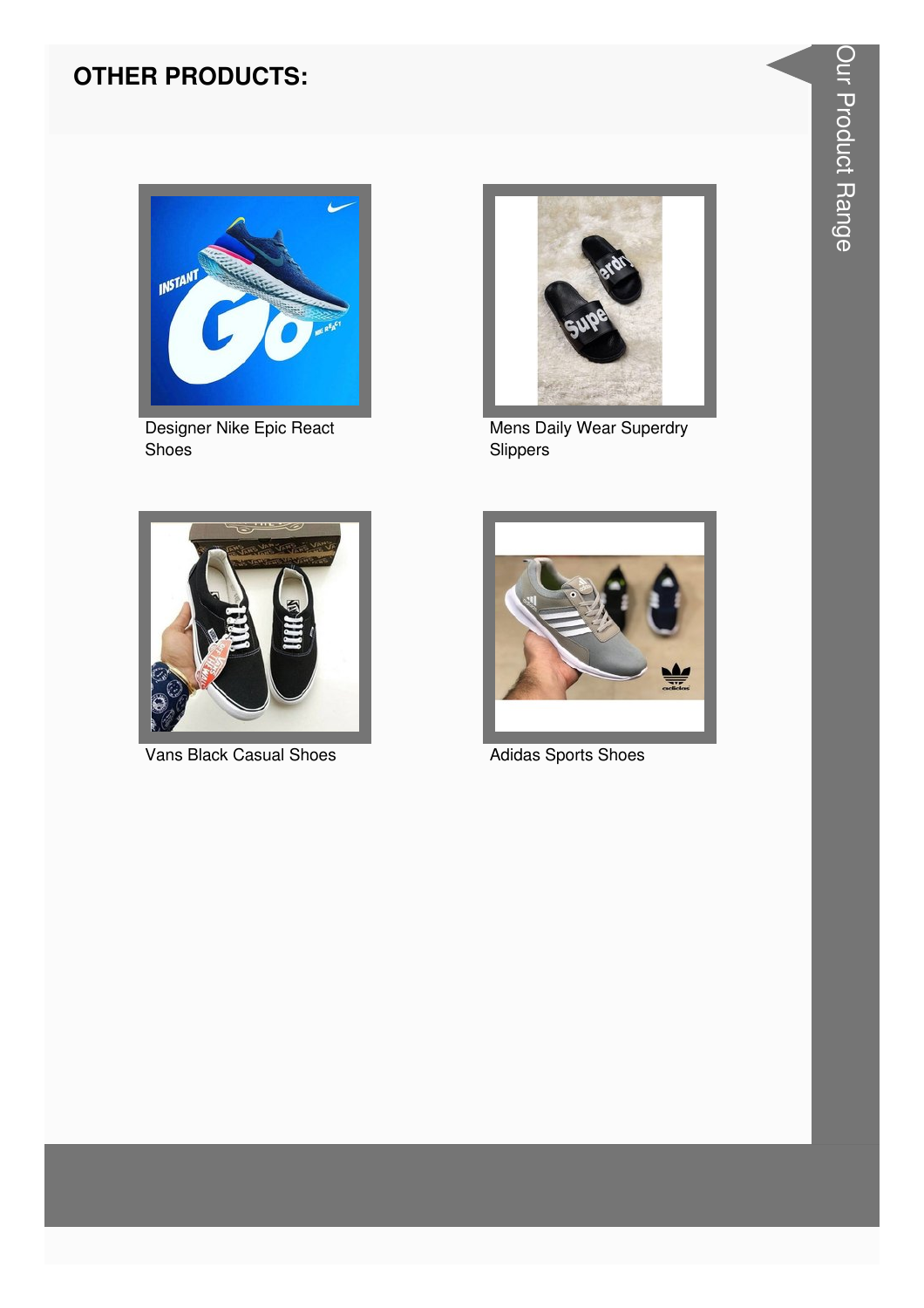## OTHER PRODUCTS:

Designer Nike Epic React Shoes

Mens Daily Wear Superdry Slippers

Vans Black Casual Shoes

Adidas Sports Shoes

Our Product Range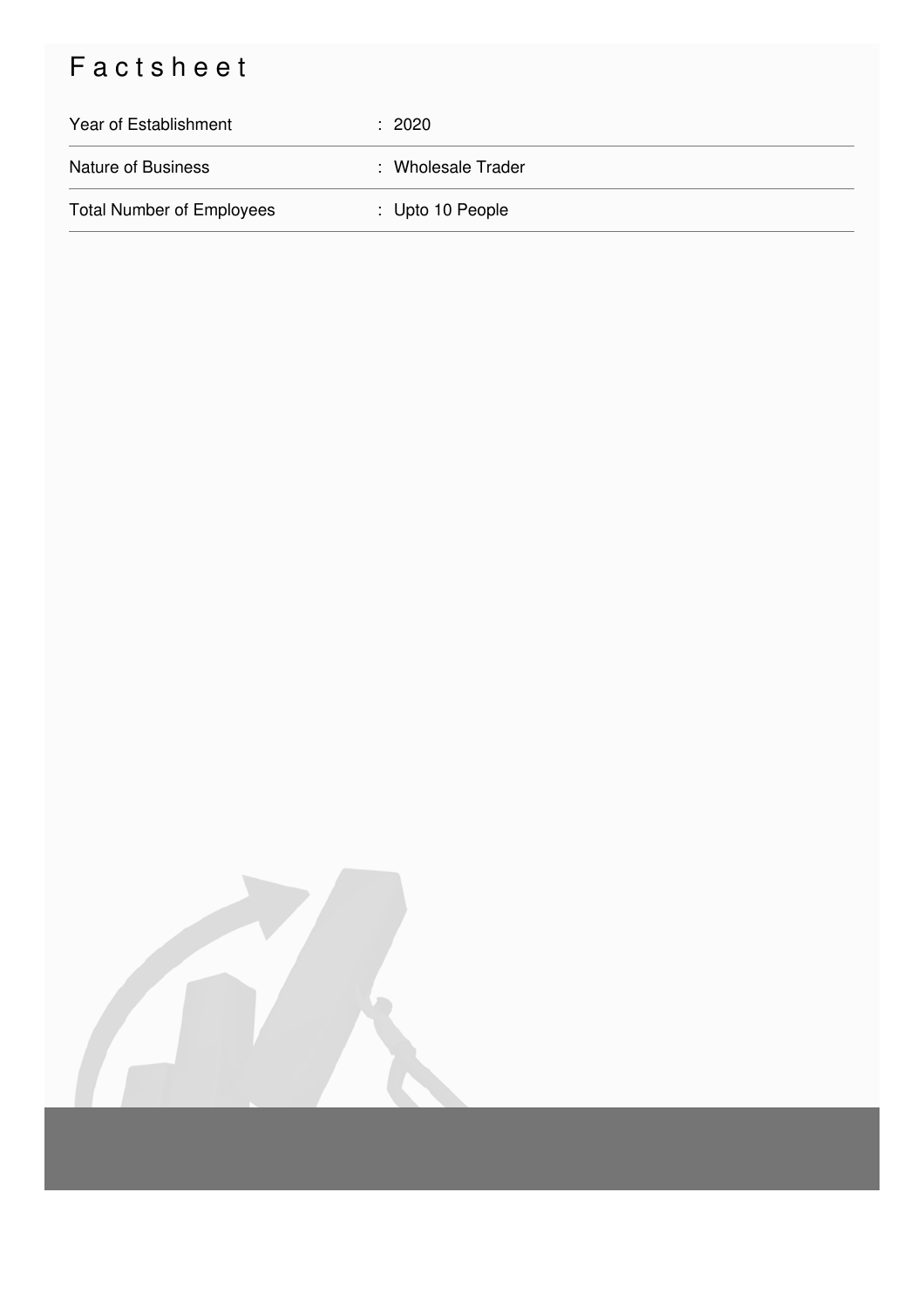# Factsheet

| | |
|---|---|
| Year of Establishment | : 2020 |
| Nature of Business | : Wholesale Trader |
| Total Number of Employees | : Upto 10 People |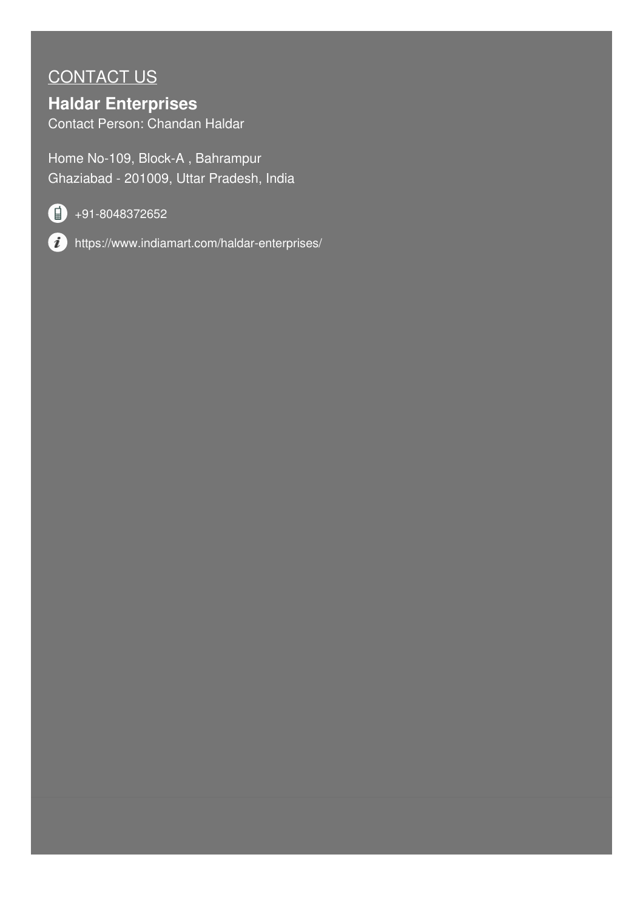## CONTACT US

### Haldar Enterprises

Contact Person: Chandan Haldar

Home No-109, Block-A , Bahrampur
Ghaziabad - 201009, Uttar Pradesh, India

+91-8048372652

https://www.indiamart.com/haldar-enterprises/